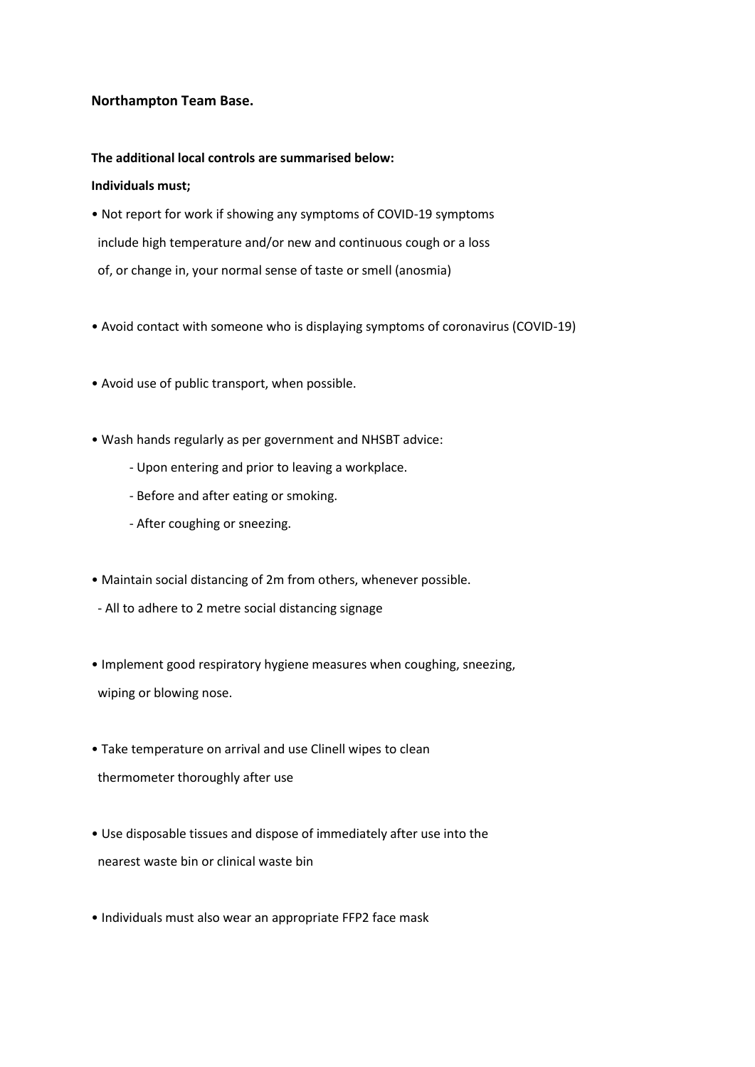**Northampton Team Base.**

**The additional local controls are summarised below:**

**Individuals must;**

- Not report for work if showing any symptoms of COVID-19 symptoms include high temperature and/or new and continuous cough or a loss of, or change in, your normal sense of taste or smell (anosmia)

- Avoid contact with someone who is displaying symptoms of coronavirus (COVID-19)

- Avoid use of public transport, when possible.

- Wash hands regularly as per government and NHSBT advice:
  - Upon entering and prior to leaving a workplace.
  - Before and after eating or smoking.
  - After coughing or sneezing.

- Maintain social distancing of 2m from others, whenever possible.
  - All to adhere to 2 metre social distancing signage

- Implement good respiratory hygiene measures when coughing, sneezing, wiping or blowing nose.

- Take temperature on arrival and use Clinell wipes to clean thermometer thoroughly after use

- Use disposable tissues and dispose of immediately after use into the nearest waste bin or clinical waste bin

- Individuals must also wear an appropriate FFP2 face mask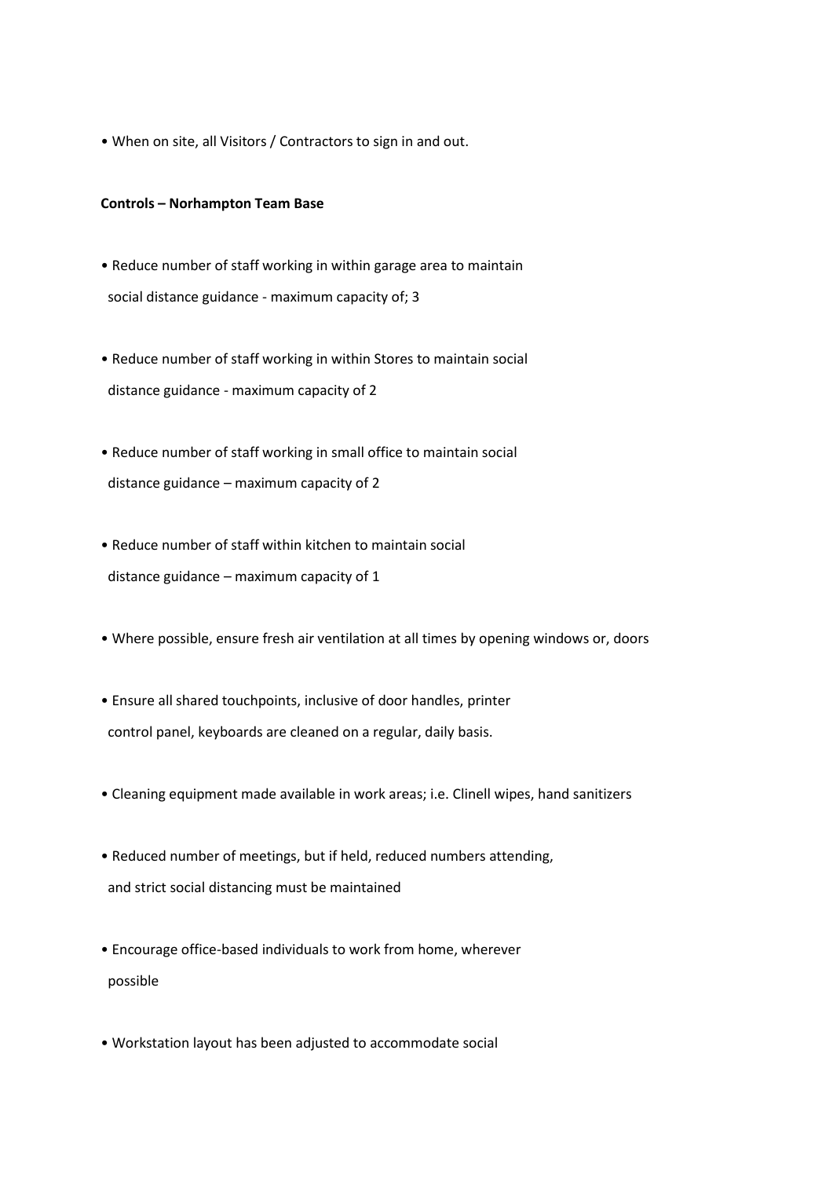- When on site, all Visitors / Contractors to sign in and out.

**Controls – Norhampton Team Base**

- Reduce number of staff working in within garage area to maintain social distance guidance - maximum capacity of; 3

- Reduce number of staff working in within Stores to maintain social distance guidance - maximum capacity of 2

- Reduce number of staff working in small office to maintain social distance guidance – maximum capacity of 2

- Reduce number of staff within kitchen to maintain social distance guidance – maximum capacity of 1

- Where possible, ensure fresh air ventilation at all times by opening windows or, doors

- Ensure all shared touchpoints, inclusive of door handles, printer control panel, keyboards are cleaned on a regular, daily basis.

- Cleaning equipment made available in work areas; i.e. Clinell wipes, hand sanitizers

- Reduced number of meetings, but if held, reduced numbers attending, and strict social distancing must be maintained

- Encourage office-based individuals to work from home, wherever possible

- Workstation layout has been adjusted to accommodate social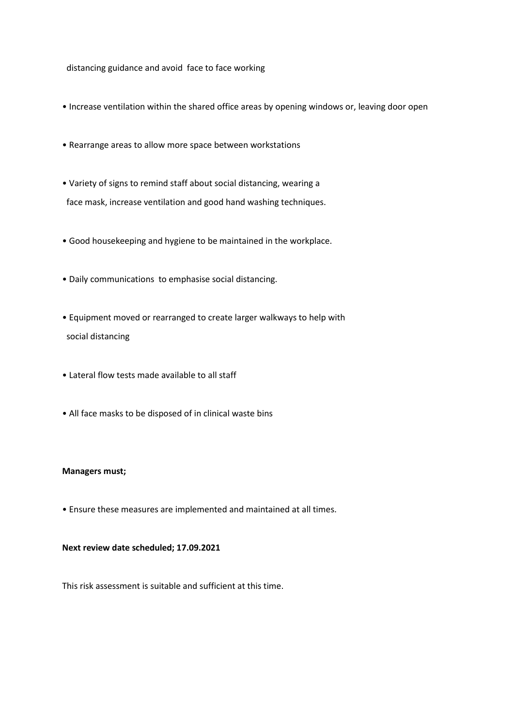distancing guidance and avoid face to face working

- Increase ventilation within the shared office areas by opening windows or, leaving door open

- Rearrange areas to allow more space between workstations

- Variety of signs to remind staff about social distancing, wearing a face mask, increase ventilation and good hand washing techniques.

- Good housekeeping and hygiene to be maintained in the workplace.

- Daily communications to emphasise social distancing.

- Equipment moved or rearranged to create larger walkways to help with social distancing

- Lateral flow tests made available to all staff

- All face masks to be disposed of in clinical waste bins

**Managers must;**

- Ensure these measures are implemented and maintained at all times.

**Next review date scheduled; 17.09.2021**

This risk assessment is suitable and sufficient at this time.